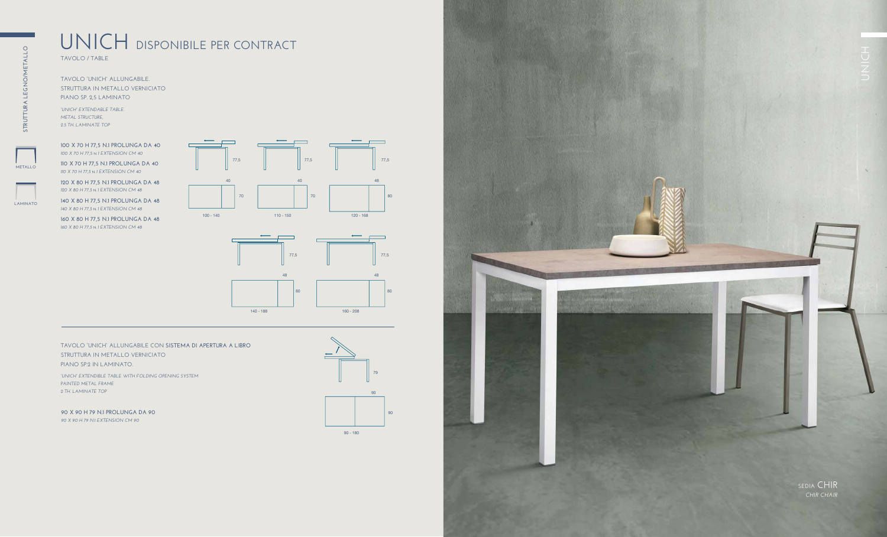# UNICH DISPONIBILE PER CONTRACT

TAVOLO / TABLE

STRUTTURA LEGNO/METALLO

METALLO

LAMINATO

TAVOLO "UNICH" ALLUNGABILE.
STRUTTURA IN METALLO VERNICIATO
PIANO SP. 2,5 LAMINATO

*"UNICH" EXTENDABLE TABLE.*
*METAL STRUCTURE,*
*2,5 TH. LAMINATE TOP*

100 X 70 H 77,5 N.1 PROLUNGA DA 40
*100 X 70 H 77,5 N.1 EXTENSION CM 40*

110 X 70 H 77,5 N.1 PROLUNGA DA 40
*110 X 70 H 77,5 N.1 EXTENSION CM 40*

120 X 80 H 77,5 N.1 PROLUNGA DA 48
*120 X 80 H 77,5 N.1 EXTENSION CM 48*

140 X 80 H 77,5 N.1 PROLUNGA DA 48
*140 X 80 H 77,5 N.1 EXTENSION CM 48*

160 X 80 H 77,5 N.1 PROLUNGA DA 48
*160 X 80 H 77,5 N.1 EXTENSION CM 48*

77,5 — 40 — 70 — 100 - 140

77,5 — 40 — 70 — 110 - 150

77,5 — 48 — 80 — 120 - 168

77,5 — 48 — 80 — 140 - 188

77,5 — 48 — 80 — 160 - 208

---

TAVOLO "UNICH" ALLUNGABILE CON SISTEMA DI APERTURA A LIBRO
STRUTTURA IN METALLO VERNICIATO
PIANO SP.2 IN LAMINATO.

*"UNICH" EXTENDIBLE TABLE WITH FOLDING OPENING SYSTEM*
*PAINTED METAL FRAME*
*2 TH. LAMINATE TOP*

90 X 90 H 79 N.1 PROLUNGA DA 90
*90 X 90 H 79 N.1 EXTENSION CM 90*

79 — 90 — 90 — 90 - 180

UNICH

SEDIA CHIR
*CHIR CHAIR*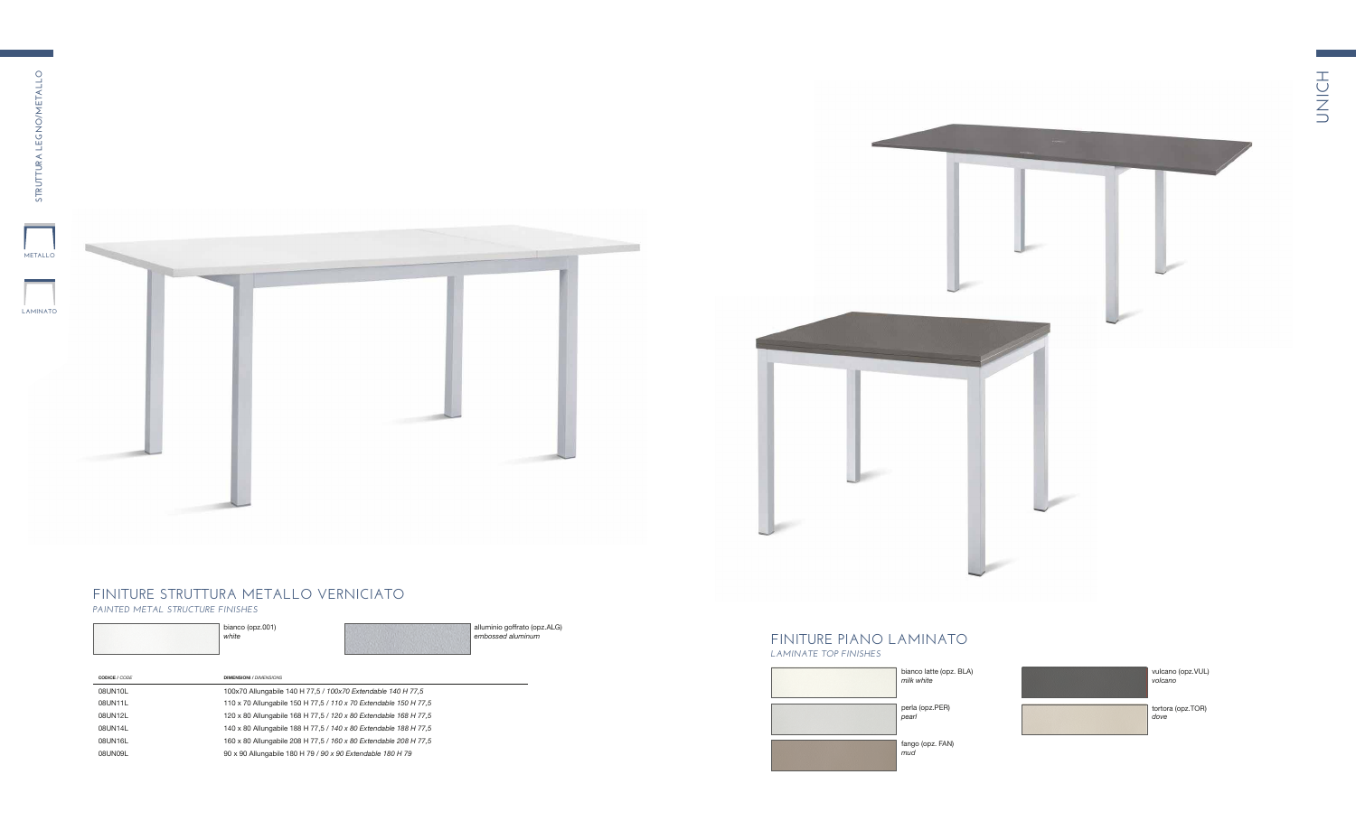# UNICH

STRUTTURA LEGNO/METALLO

METALLO

LAMINATO

## FINITURE STRUTTURA METALLO VERNICIATO

*PAINTED METAL STRUCTURE FINISHES*

bianco (opz.001)
*white*

alluminio goffrato (opz.ALG)
*embossed aluminum*

| CODICE / *CODE* | DIMENSIONI / *DIMENSIONS* |
|---|---|
| 08UN10L | 100x70 Allungabile 140 H 77,5 / *100x70 Extendable 140 H 77,5* |
| 08UN11L | 110 x 70 Allungabile 150 H 77,5 / *110 x 70 Extendable 150 H 77,5* |
| 08UN12L | 120 x 80 Allungabile 168 H 77,5 / *120 x 80 Extendable 168 H 77,5* |
| 08UN14L | 140 x 80 Allungabile 188 H 77,5 / *140 x 80 Extendable 188 H 77,5* |
| 08UN16L | 160 x 80 Allungabile 208 H 77,5 / *160 x 80 Extendable 208 H 77,5* |
| 08UN09L | 90 x 90 Allungabile 180 H 79 / *90 x 90 Extendable 180 H 79* |

## FINITURE PIANO LAMINATO

*LAMINATE TOP FINISHES*

bianco latte (opz. BLA)
*milk white*

perla (opz.PER)
*pearl*

fango (opz. FAN)
*mud*

vulcano (opz.VUL)
*volcano*

tortora (opz.TOR)
*dove*